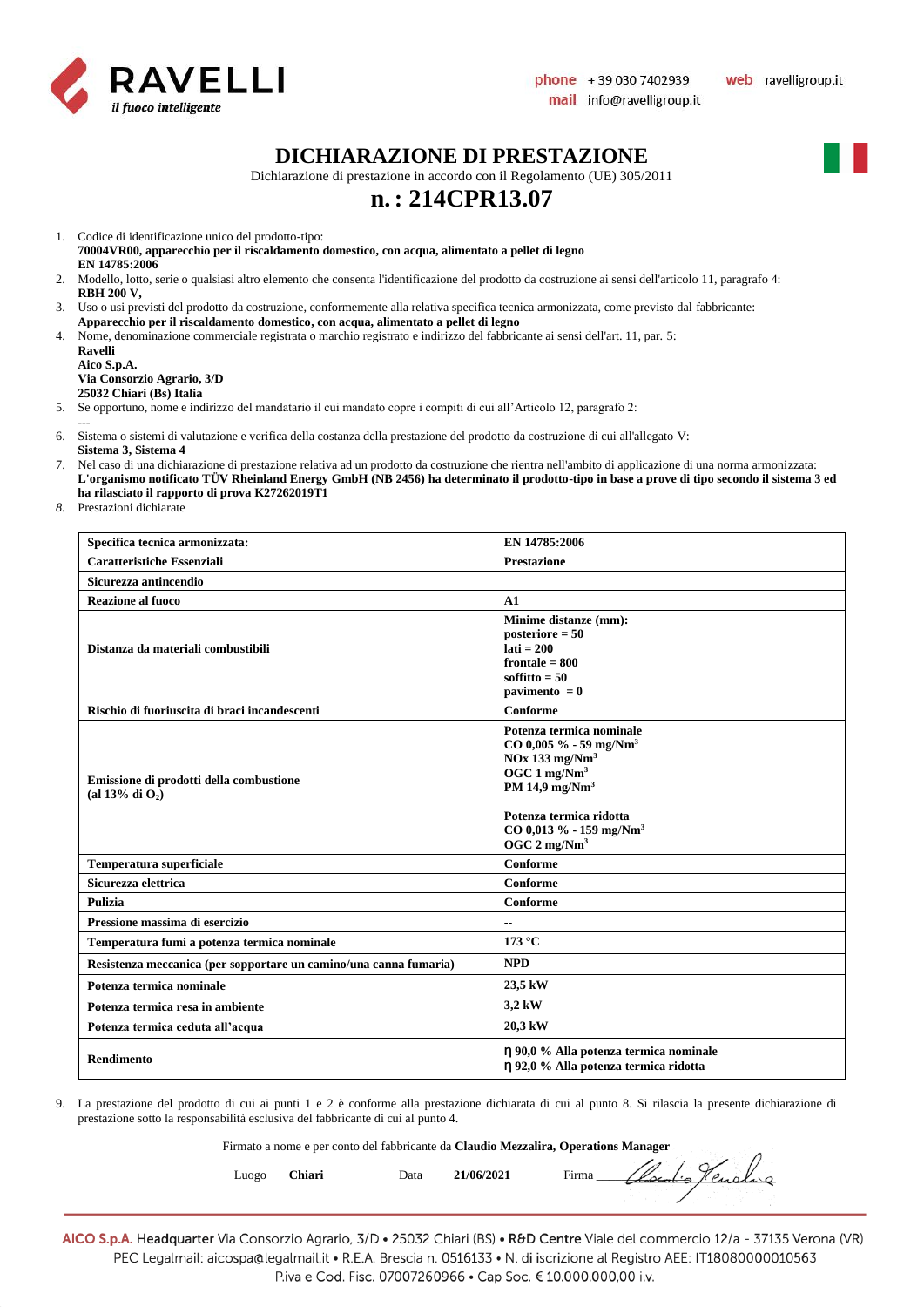# DICHIARAZIONE DI PRESTAZIONE

Dichiarazione di prestazione in accordo con il Regolamento (UE) 305/2011

## n. : 214CPR13.07

1. Codice di identificazione unico del prodotto-tipo:
   **70004VR00, apparecchio per il riscaldamento domestico, con acqua, alimentato a pellet di legno**
   **EN 14785:2006**
2. Modello, lotto, serie o qualsiasi altro elemento che consenta l'identificazione del prodotto da costruzione ai sensi dell'articolo 11, paragrafo 4:
   **RBH 200 V,**
3. Uso o usi previsti del prodotto da costruzione, conformemente alla relativa specifica tecnica armonizzata, come previsto dal fabbricante:
   **Apparecchio per il riscaldamento domestico, con acqua, alimentato a pellet di legno**
4. Nome, denominazione commerciale registrata o marchio registrato e indirizzo del fabbricante ai sensi dell'art. 11, par. 5:
   **Ravelli**
   **Aico S.p.A.**
   **Via Consorzio Agrario, 3/D**
   **25032 Chiari (Bs) Italia**
5. Se opportuno, nome e indirizzo del mandatario il cui mandato copre i compiti di cui all'Articolo 12, paragrafo 2:
   ---
6. Sistema o sistemi di valutazione e verifica della costanza della prestazione del prodotto da costruzione di cui all'allegato V:
   **Sistema 3, Sistema 4**
7. Nel caso di una dichiarazione di prestazione relativa ad un prodotto da costruzione che rientra nell'ambito di applicazione di una norma armonizzata:
   **L'organismo notificato TÜV Rheinland Energy GmbH (NB 2456) ha determinato il prodotto-tipo in base a prove di tipo secondo il sistema 3 ed ha rilasciato il rapporto di prova K27262019T1**
8. Prestazioni dichiarate

| Specifica tecnica armonizzata: | EN 14785:2006 |
|---|---|
| **Caratteristiche Essenziali** | **Prestazione** |
| **Sicurezza antincendio** | |
| **Reazione al fuoco** | **A1** |
| **Distanza da materiali combustibili** | **Minime distanze (mm):**<br>**posteriore = 50**<br>**lati = 200**<br>**frontale = 800**<br>**soffitto = 50**<br>**pavimento = 0** |
| **Rischio di fuoriuscita di braci incandescenti** | **Conforme** |
| **Emissione di prodotti della combustione (al 13% di $O_2$)** | **Potenza termica nominale**<br>**CO 0,005 % - 59 mg/Nm$^3$**<br>**NOx 133 mg/Nm$^3$**<br>**OGC 1 mg/Nm$^3$**<br>**PM 14,9 mg/Nm$^3$**<br><br>**Potenza termica ridotta**<br>**CO 0,013 % - 159 mg/Nm$^3$**<br>**OGC 2 mg/Nm$^3$** |
| **Temperatura superficiale** | **Conforme** |
| **Sicurezza elettrica** | **Conforme** |
| **Pulizia** | **Conforme** |
| **Pressione massima di esercizio** | -- |
| **Temperatura fumi a potenza termica nominale** | **173 °C** |
| **Resistenza meccanica (per sopportare un camino/una canna fumaria)** | **NPD** |
| **Potenza termica nominale** | **23,5 kW** |
| **Potenza termica resa in ambiente** | **3,2 kW** |
| **Potenza termica ceduta all'acqua** | **20,3 kW** |
| **Rendimento** | **η 90,0 % Alla potenza termica nominale**<br>**η 92,0 % Alla potenza termica ridotta** |

9. La prestazione del prodotto di cui ai punti 1 e 2 è conforme alla prestazione dichiarata di cui al punto 8. Si rilascia la presente dichiarazione di prestazione sotto la responsabilità esclusiva del fabbricante di cui al punto 4.

Firmato a nome e per conto del fabbricante da **Claudio Mezzalira, Operations Manager**

Luogo **Chiari** Data **21/06/2021** Firma ____________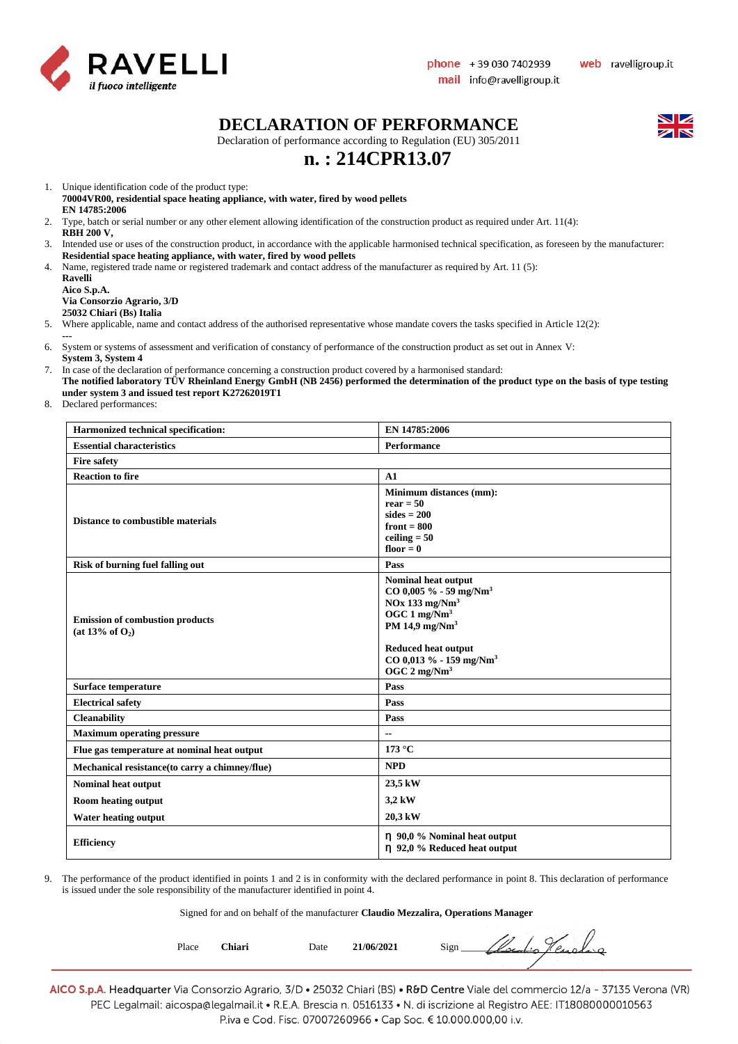# DECLARATION OF PERFORMANCE

Declaration of performance according to Regulation (EU) 305/2011

## n. : 214CPR13.07

1. Unique identification code of the product type:
   **70004VR00, residential space heating appliance, with water, fired by wood pellets**
   **EN 14785:2006**
2. Type, batch or serial number or any other element allowing identification of the construction product as required under Art. 11(4):
   **RBH 200 V,**
3. Intended use or uses of the construction product, in accordance with the applicable harmonised technical specification, as foreseen by the manufacturer:
   **Residential space heating appliance, with water, fired by wood pellets**
4. Name, registered trade name or registered trademark and contact address of the manufacturer as required by Art. 11 (5):
   **Ravelli**
   **Aico S.p.A.**
   **Via Consorzio Agrario, 3/D**
   **25032 Chiari (Bs) Italia**
5. Where applicable, name and contact address of the authorised representative whose mandate covers the tasks specified in Article 12(2):
   ---
6. System or systems of assessment and verification of constancy of performance of the construction product as set out in Annex V:
   **System 3, System 4**
7. In case of the declaration of performance concerning a construction product covered by a harmonised standard:
   **The notified laboratory TÜV Rheinland Energy GmbH (NB 2456) performed the determination of the product type on the basis of type testing under system 3 and issued test report K27262019T1**
8. Declared performances:

| Harmonized technical specification: | EN 14785:2006 |
|---|---|
| **Essential characteristics** | **Performance** |
| **Fire safety** | |
| **Reaction to fire** | **A1** |
| **Distance to combustible materials** | **Minimum distances (mm):**<br>**rear = 50**<br>**sides = 200**<br>**front = 800**<br>**ceiling = 50**<br>**floor = 0** |
| **Risk of burning fuel falling out** | **Pass** |
| **Emission of combustion products (at 13% of $O_2$)** | **Nominal heat output**<br>**CO 0,005 % - 59 mg/Nm$^3$**<br>**NOx 133 mg/Nm$^3$**<br>**OGC 1 mg/Nm$^3$**<br>**PM 14,9 mg/Nm$^3$**<br><br>**Reduced heat output**<br>**CO 0,013 % - 159 mg/Nm$^3$**<br>**OGC 2 mg/Nm$^3$** |
| **Surface temperature** | **Pass** |
| **Electrical safety** | **Pass** |
| **Cleanability** | **Pass** |
| **Maximum operating pressure** | -- |
| **Flue gas temperature at nominal heat output** | **173 °C** |
| **Mechanical resistance(to carry a chimney/flue)** | **NPD** |
| **Nominal heat output**<br>**Room heating output**<br>**Water heating output** | **23,5 kW**<br>**3,2 kW**<br>**20,3 kW** |
| **Efficiency** | **η 90,0 % Nominal heat output**<br>**η 92,0 % Reduced heat output** |

9. The performance of the product identified in points 1 and 2 is in conformity with the declared performance in point 8. This declaration of performance is issued under the sole responsibility of the manufacturer identified in point 4.

Signed for and on behalf of the manufacturer **Claudio Mezzalira, Operations Manager**

Place **Chiari** Date **21/06/2021** Sign ____________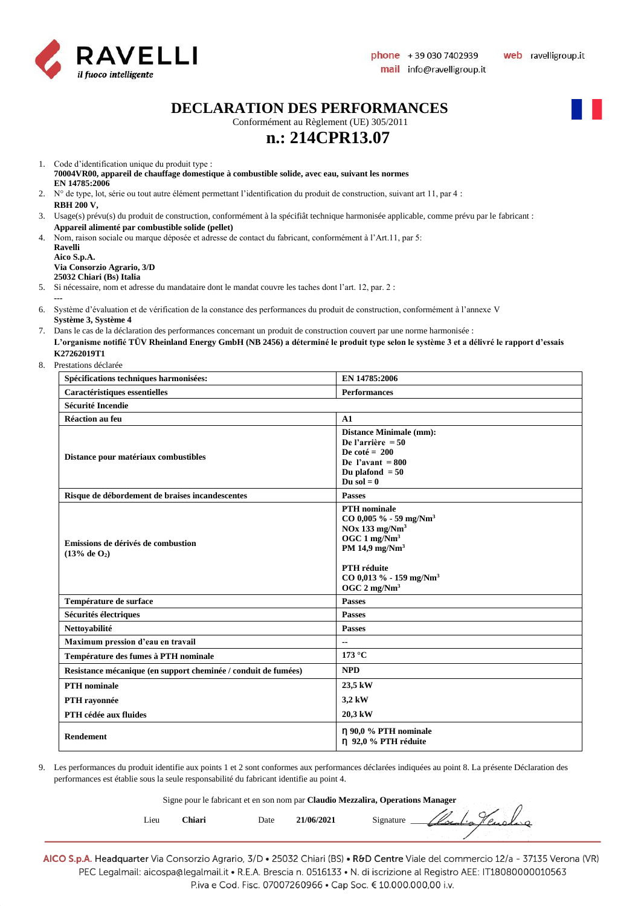# DECLARATION DES PERFORMANCES

Conformément au Règlement (UE) 305/2011

## n.: 214CPR13.07

1. Code d'identification unique du produit type :
   **70004VR00, appareil de chauffage domestique à combustible solide, avec eau, suivant les normes EN 14785:2006**
2. N° de type, lot, série ou tout autre élément permettant l'identification du produit de construction, suivant art 11, par 4 :
   **RBH 200 V,**
3. Usage(s) prévu(s) du produit de construction, conformément à la spécifiât technique harmonisée applicable, comme prévu par le fabricant :
   **Appareil alimenté par combustible solide (pellet)**
4. Nom, raison sociale ou marque déposée et adresse de contact du fabricant, conformément à l'Art.11, par 5:
   **Ravelli**
   **Aico S.p.A.**
   **Via Consorzio Agrario, 3/D**
   **25032 Chiari (Bs) Italia**
5. Si nécessaire, nom et adresse du mandataire dont le mandat couvre les taches dont l'art. 12, par. 2 :
   ---
6. Système d'évaluation et de vérification de la constance des performances du produit de construction, conformément à l'annexe V
   **Système 3, Système 4**
7. Dans le cas de la déclaration des performances concernant un produit de construction couvert par une norme harmonisée :
   **L'organisme notifié TÜV Rheinland Energy GmbH (NB 2456) a déterminé le produit type selon le système 3 et a délivré le rapport d'essais K27262019T1**
8. Prestations déclarée

| Spécifications techniques harmonisées: | EN 14785:2006 |
|---|---|
| **Caractéristiques essentielles** | **Performances** |
| **Sécurité Incendie** | |
| **Réaction au feu** | **A1** |
| **Distance pour matériaux combustibles** | **Distance Minimale (mm):**<br>**De l'arrière = 50**<br>**De coté = 200**<br>**De l'avant = 800**<br>**Du plafond = 50**<br>**Du sol = 0** |
| **Risque de débordement de braises incandescentes** | **Passes** |
| **Emissions de dérivés de combustion ($13\%$ de $O_2$)** | **PTH nominale**<br>**CO 0,005 % - 59 mg/Nm$^3$**<br>**NOx 133 mg/Nm$^3$**<br>**OGC 1 mg/Nm$^3$**<br>**PM 14,9 mg/Nm$^3$**<br><br>**PTH réduite**<br>**CO 0,013 % - 159 mg/Nm$^3$**<br>**OGC 2 mg/Nm$^3$** |
| **Température de surface** | **Passes** |
| **Sécurités électriques** | **Passes** |
| **Nettoyabilité** | **Passes** |
| **Maximum pression d'eau en travail** | -- |
| **Température des fumes à PTH nominale** | **173 °C** |
| **Resistance mécanique (en support cheminée / conduit de fumées)** | **NPD** |
| **PTH nominale**<br>**PTH rayonnée**<br>**PTH cédée aux fluides** | **23,5 kW**<br>**3,2 kW**<br>**20,3 kW** |
| **Rendement** | **η 90,0 % PTH nominale**<br>**η 92,0 % PTH réduite** |

9. Les performances du produit identifie aux points 1 et 2 sont conformes aux performances déclarées indiquées au point 8. La présente Déclaration des performances est établie sous la seule responsabilité du fabricant identifie au point 4.

Signe pour le fabricant et en son nom par **Claudio Mezzalira, Operations Manager**

Lieu **Chiari** Date **21/06/2021** Signature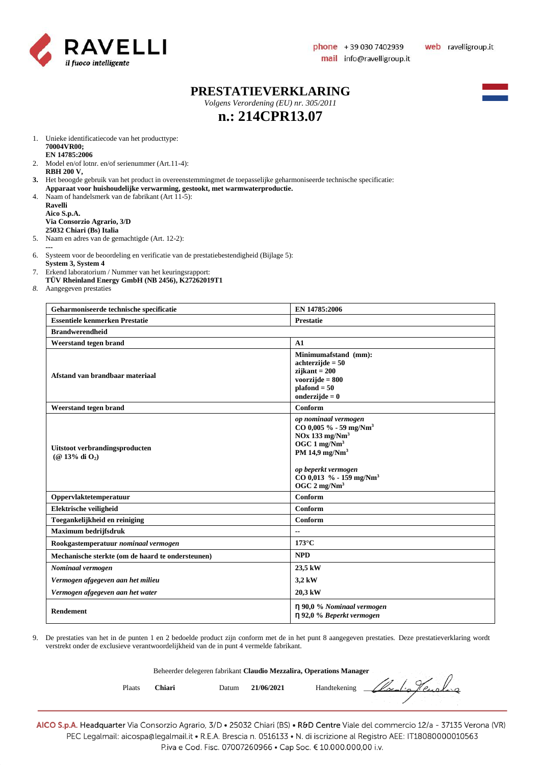# PRESTATIEVERKLARING

*Volgens Verordening (EU) nr. 305/2011*

## n.: 214CPR13.07

1. Unieke identificatiecode van het producttype:
   **70004VR00;**
   **EN 14785:2006**
2. Model en/of lotnr. en/of serienummer (Art.11-4):
   **RBH 200 V,**
3. Het beoogde gebruik van het product in overeenstemmingmet de toepasselijke geharmoniseerde technische specificatie:
   **Apparaat voor huishoudelijke verwarming, gestookt, met warmwaterproductie.**
4. Naam of handelsmerk van de fabrikant (Art 11-5):
   **Ravelli**
   **Aico S.p.A.**
   **Via Consorzio Agrario, 3/D**
   **25032 Chiari (Bs) Italia**
5. Naam en adres van de gemachtigde (Art. 12-2):
   ---
6. Systeem voor de beoordeling en verificatie van de prestatiebestendigheid (Bijlage 5):
   **System 3, System 4**
7. Erkend laboratorium / Nummer van het keuringsrapport:
   **TÜV Rheinland Energy GmbH (NB 2456), K27262019T1**
8. Aangegeven prestaties

| **Geharmoniseerde technische specificatie** | **EN 14785:2006** |
|---|---|
| **Essentiele kenmerken Prestatie** | **Prestatie** |
| **Brandwerendheid** | |
| **Weerstand tegen brand** | **A1** |
| **Afstand van brandbaar materiaal** | **Minimumafstand (mm):**<br>**achterzijde = 50**<br>**zijkant = 200**<br>**voorzijde = 800**<br>**plafond = 50**<br>**onderzijde = 0** |
| **Weerstand tegen brand** | **Conform** |
| **Uitstoot verbrandingsproducten (@ 13% di $O_2$)** | ***op nominaal vermogen***<br>**CO 0,005 % - 59 mg/Nm$^3$**<br>**NOx 133 mg/Nm$^3$**<br>**OGC 1 mg/Nm$^3$**<br>**PM 14,9 mg/Nm$^3$**<br><br>***op beperkt vermogen***<br>**CO 0,013 % - 159 mg/Nm$^3$**<br>**OGC 2 mg/Nm$^3$** |
| **Oppervlaktetemperatuur** | **Conform** |
| **Elektrische veiligheid** | **Conform** |
| **Toegankelijkheid en reiniging** | **Conform** |
| **Maximum bedrijfsdruk** | -- |
| **Rookgastemperatuur** ***nominaal vermogen*** | **173°C** |
| **Mechanische sterkte (om de haard te ondersteunen)** | **NPD** |
| ***Nominaal vermogen*** | **23,5 kW** |
| ***Vermogen afgegeven aan het milieu*** | **3,2 kW** |
| ***Vermogen afgegeven aan het water*** | **20,3 kW** |
| **Rendement** | **η 90,0 %** ***Nominaal vermogen***<br>**η 92,0 %** ***Beperkt vermogen*** |

9. De prestaties van het in de punten 1 en 2 bedoelde product zijn conform met de in het punt 8 aangegeven prestaties. Deze prestatieverklaring wordt verstrekt onder de exclusieve verantwoordelijkheid van de in punt 4 vermelde fabrikant.

Beheerder delegeren fabrikant **Claudio Mezzalira, Operations Manager**

Plaats **Chiari** Datum **21/06/2021** Handtekening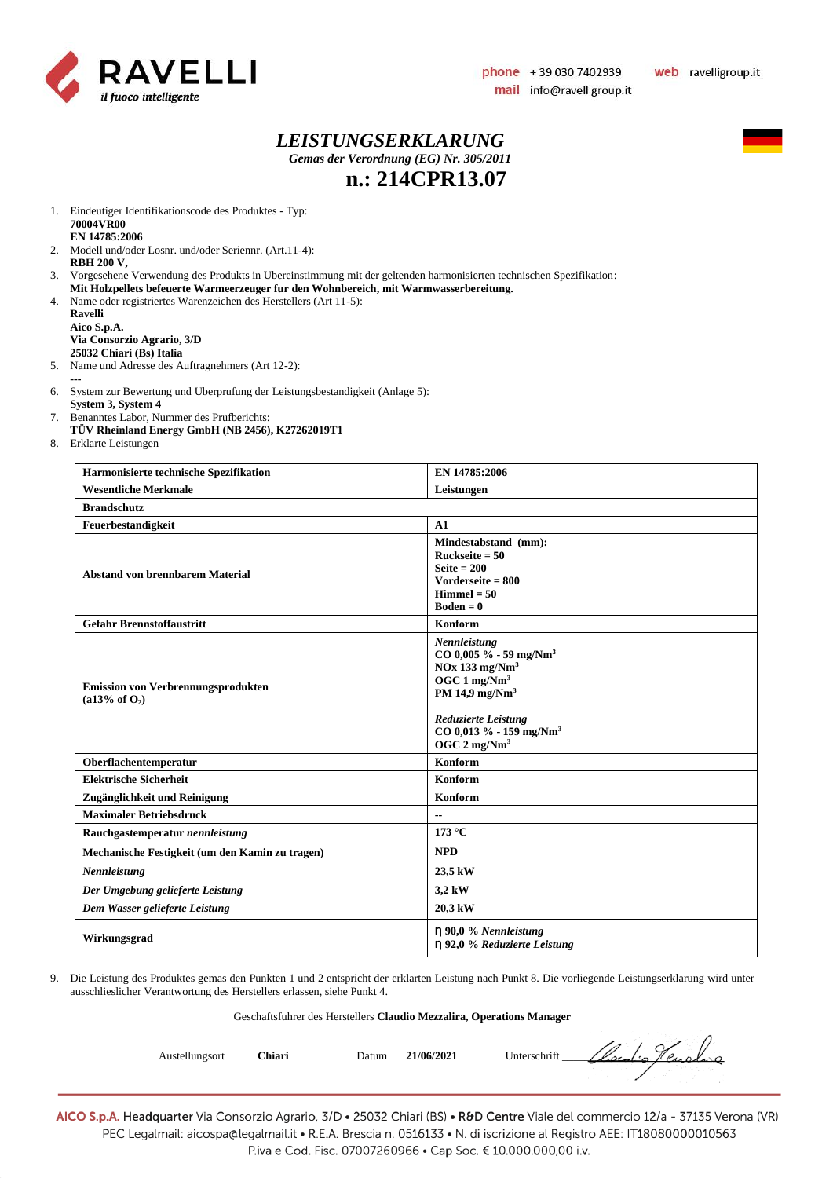# *LEISTUNGSERKLARUNG*

***Gemas der Verordnung (EG) Nr. 305/2011***

## n.: 214CPR13.07

1. Eindeutiger Identifikationscode des Produktes - Typ:
   **70004VR00**
   **EN 14785:2006**
2. Modell und/oder Losnr. und/oder Seriennr. (Art.11-4):
   **RBH 200 V,**
3. Vorgesehene Verwendung des Produkts in Ubereinstimmung mit der geltenden harmonisierten technischen Spezifikation:
   **Mit Holzpellets befeuerte Warmeerzeuger fur den Wohnbereich, mit Warmwasserbereitung.**
4. Name oder registriertes Warenzeichen des Herstellers (Art 11-5):
   **Ravelli**
   **Aico S.p.A.**
   **Via Consorzio Agrario, 3/D**
   **25032 Chiari (Bs) Italia**
5. Name und Adresse des Auftragnehmers (Art 12-2):
   ---
6. System zur Bewertung und Uberprufung der Leistungsbestandigkeit (Anlage 5):
   **System 3, System 4**
7. Benanntes Labor, Nummer des Prufberichts:
   **TÜV Rheinland Energy GmbH (NB 2456), K27262019T1**
8. Erklarte Leistungen

| **Harmonisierte technische Spezifikation** | **EN 14785:2006** |
|---|---|
| **Wesentliche Merkmale** | **Leistungen** |
| **Brandschutz** | |
| **Feuerbestandigkeit** | **A1** |
| **Abstand von brennbarem Material** | **Mindestabstand (mm):**<br>**Ruckseite = 50**<br>**Seite = 200**<br>**Vorderseite = 800**<br>**Himmel = 50**<br>**Boden = 0** |
| **Gefahr Brennstoffaustritt** | **Konform** |
| **Emission von Verbrennungsprodukten (a13% of $O_2$)** | ***Nennleistung***<br>**CO 0,005 % - 59 mg/Nm³**<br>**NOx 133 mg/Nm³**<br>**OGC 1 mg/Nm³**<br>**PM 14,9 mg/Nm³**<br><br>***Reduzierte Leistung***<br>**CO 0,013 % - 159 mg/Nm³**<br>**OGC 2 mg/Nm³** |
| **Oberflachentemperatur** | **Konform** |
| **Elektrische Sicherheit** | **Konform** |
| **Zugänglichkeit und Reinigung** | **Konform** |
| **Maximaler Betriebsdruck** | -- |
| **Rauchgastemperatur *nennleistung*** | **173 °C** |
| **Mechanische Festigkeit (um den Kamin zu tragen)** | **NPD** |
| ***Nennleistung***<br>***Der Umgebung gelieferte Leistung***<br>***Dem Wasser gelieferte Leistung*** | **23,5 kW**<br>**3,2 kW**<br>**20,3 kW** |
| **Wirkungsgrad** | **η 90,0 % *Nennleistung***<br>**η 92,0 % *Reduzierte Leistung*** |

9. Die Leistung des Produktes gemas den Punkten 1 und 2 entspricht der erklarten Leistung nach Punkt 8. Die vorliegende Leistungserklarung wird unter ausschlieslicher Verantwortung des Herstellers erlassen, siehe Punkt 4.

Geschaftsfuhrer des Herstellers **Claudio Mezzalira, Operations Manager**

Austellungsort **Chiari** Datum **21/06/2021** Unterschrift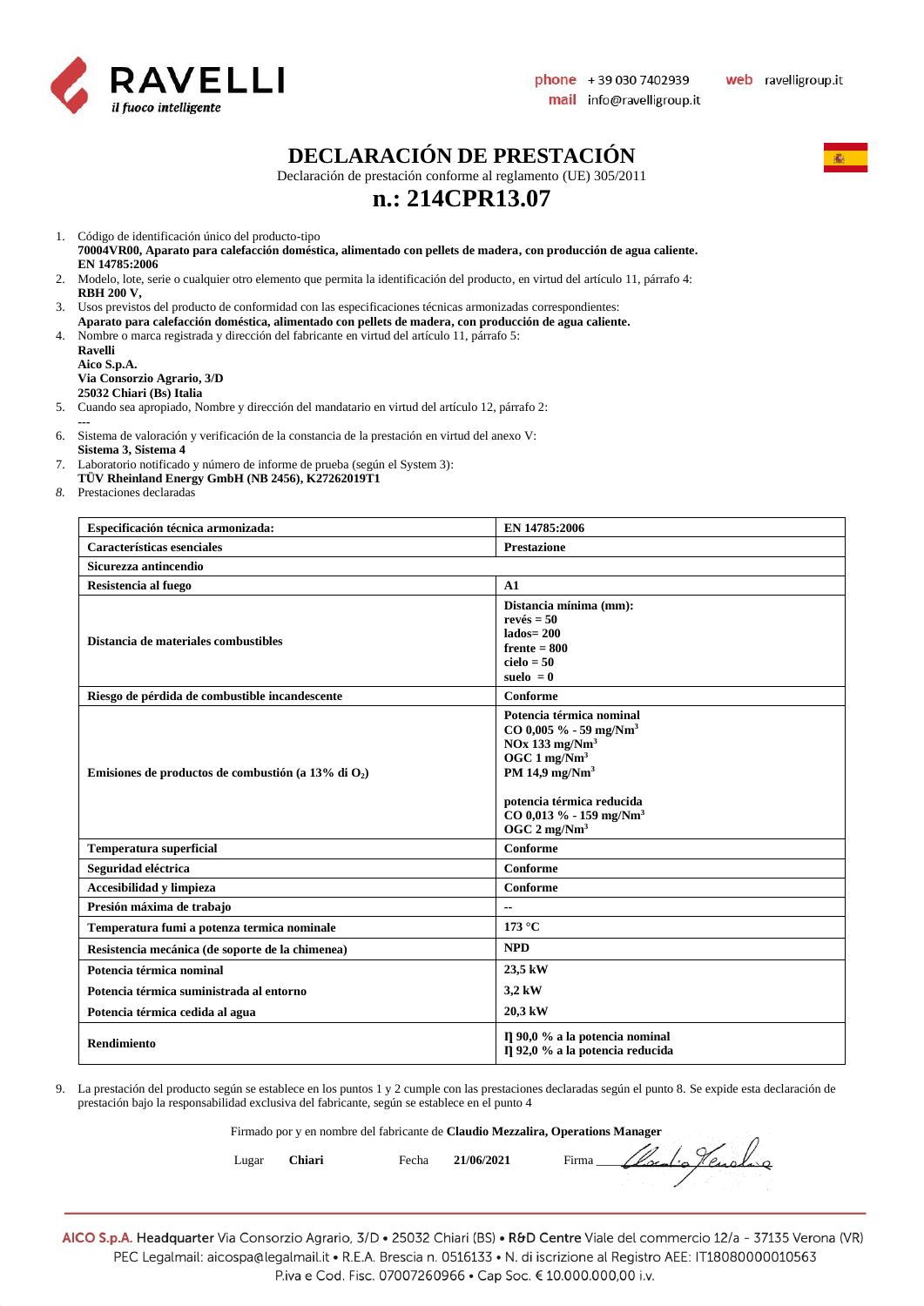# DECLARACIÓN DE PRESTACIÓN

Declaración de prestación conforme al reglamento (UE) 305/2011

## n.: 214CPR13.07

1. Código de identificación único del producto-tipo
   **70004VR00, Aparato para calefacción doméstica, alimentado con pellets de madera, con producción de agua caliente.**
   **EN 14785:2006**
2. Modelo, lote, serie o cualquier otro elemento que permita la identificación del producto, en virtud del artículo 11, párrafo 4:
   **RBH 200 V,**
3. Usos previstos del producto de conformidad con las especificaciones técnicas armonizadas correspondientes:
   **Aparato para calefacción doméstica, alimentado con pellets de madera, con producción de agua caliente.**
4. Nombre o marca registrada y dirección del fabricante en virtud del artículo 11, párrafo 5:
   **Ravelli**
   **Aico S.p.A.**
   **Via Consorzio Agrario, 3/D**
   **25032 Chiari (Bs) Italia**
5. Cuando sea apropiado, Nombre y dirección del mandatario en virtud del artículo 12, párrafo 2:
   ---
6. Sistema de valoración y verificación de la constancia de la prestación en virtud del anexo V:
   **Sistema 3, Sistema 4**
7. Laboratorio notificado y número de informe de prueba (según el System 3):
   **TÜV Rheinland Energy GmbH (NB 2456), K27262019T1**
8. Prestaciones declaradas

| **Especificación técnica armonizada:** | **EN 14785:2006** |
|---|---|
| **Características esenciales** | **Prestazione** |
| **Sicurezza antincendio** | |
| **Resistencia al fuego** | **A1** |
| **Distancia de materiales combustibles** | **Distancia mínima (mm):**<br>**revés = 50**<br>**lados= 200**<br>**frente = 800**<br>**cielo = 50**<br>**suelo = 0** |
| **Riesgo de pérdida de combustible incandescente** | **Conforme** |
| **Emisiones de productos de combustión (a 13% di $O_2$)** | **Potencia térmica nominal**<br>**CO 0,005 % - 59 mg/Nm$^3$**<br>**NOx 133 mg/Nm$^3$**<br>**OGC 1 mg/Nm$^3$**<br>**PM 14,9 mg/Nm$^3$**<br><br>**potencia térmica reducida**<br>**CO 0,013 % - 159 mg/Nm$^3$**<br>**OGC 2 mg/Nm$^3$** |
| **Temperatura superficial** | **Conforme** |
| **Seguridad eléctrica** | **Conforme** |
| **Accesibilidad y limpieza** | **Conforme** |
| **Presión máxima de trabajo** | -- |
| **Temperatura fumi a potenza termica nominale** | **173 °C** |
| **Resistencia mecánica (de soporte de la chimenea)** | **NPD** |
| **Potencia térmica nominal**<br>**Potencia térmica suministrada al entorno**<br>**Potencia térmica cedida al agua** | **23,5 kW**<br>**3,2 kW**<br>**20,3 kW** |
| **Rendimiento** | **η 90,0 % a la potencia nominal**<br>**η 92,0 % a la potencia reducida** |

9. La prestación del producto según se establece en los puntos 1 y 2 cumple con las prestaciones declaradas según el punto 8. Se expide esta declaración de prestación bajo la responsabilidad exclusiva del fabricante, según se establece en el punto 4

Firmado por y en nombre del fabricante de **Claudio Mezzalira, Operations Manager**

Lugar **Chiari** Fecha **21/06/2021** Firma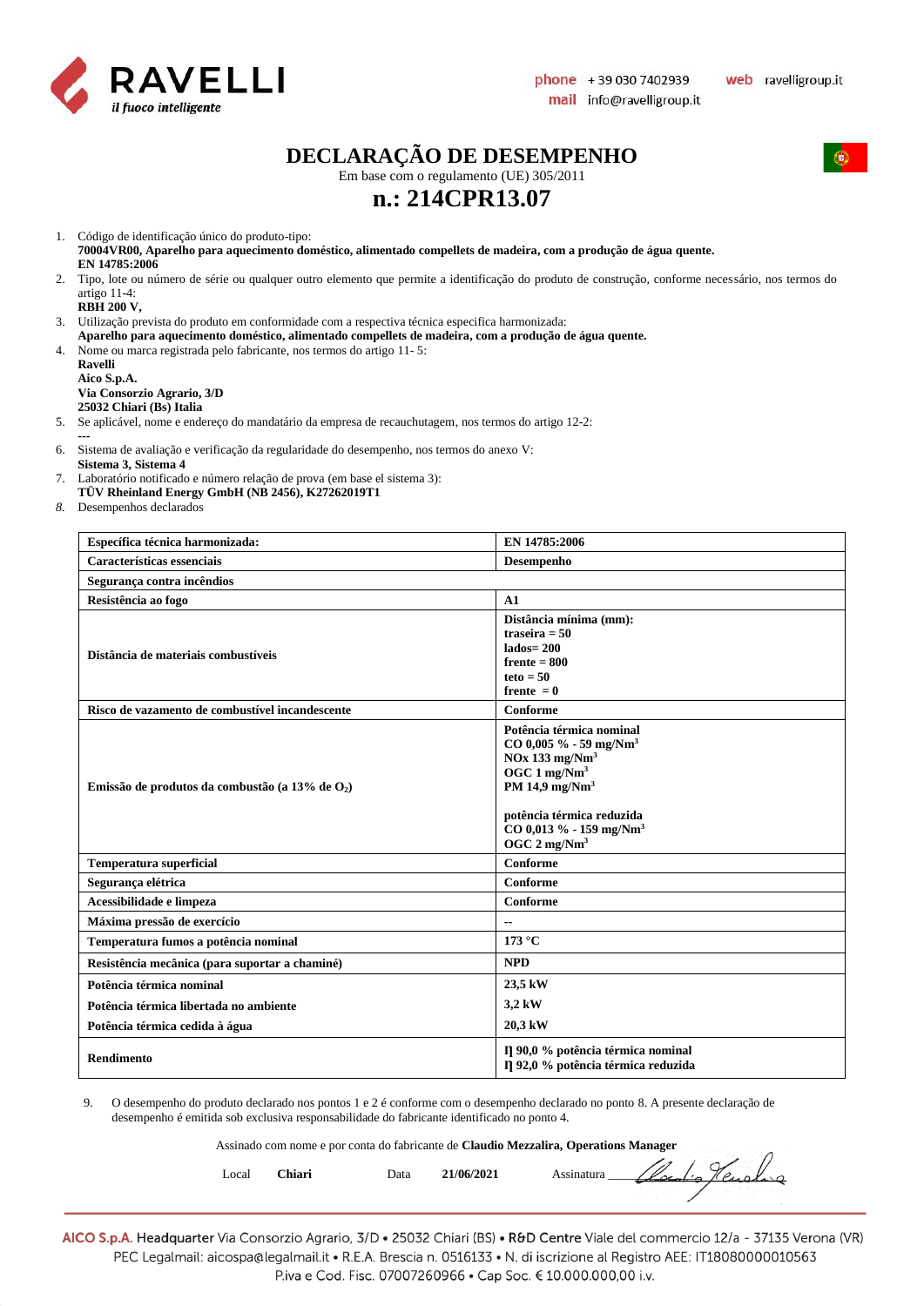# DECLARAÇÃO DE DESEMPENHO

Em base com o regulamento (UE) 305/2011

## n.: 214CPR13.07

1. Código de identificação único do produto-tipo:
   **70004VR00, Aparelho para aquecimento doméstico, alimentado compellets de madeira, com a produção de água quente.**
   **EN 14785:2006**
2. Tipo, lote ou número de série ou qualquer outro elemento que permite a identificação do produto de construção, conforme necessário, nos termos do artigo 11-4:
   **RBH 200 V,**
3. Utilização prevista do produto em conformidade com a respectiva técnica especifica harmonizada:
   **Aparelho para aquecimento doméstico, alimentado compellets de madeira, com a produção de água quente.**
4. Nome ou marca registrada pelo fabricante, nos termos do artigo 11- 5:
   **Ravelli**
   **Aico S.p.A.**
   **Via Consorzio Agrario, 3/D**
   **25032 Chiari (Bs) Italia**
5. Se aplicável, nome e endereço do mandatário da empresa de recauchutagem, nos termos do artigo 12-2:
   ---
6. Sistema de avaliação e verificação da regularidade do desempenho, nos termos do anexo V:
   **Sistema 3, Sistema 4**
7. Laboratório notificado e número relação de prova (em base el sistema 3):
   **TÜV Rheinland Energy GmbH (NB 2456), K27262019T1**
8. Desempenhos declarados

| **Específica técnica harmonizada:** | **EN 14785:2006** |
|---|---|
| **Características essenciais** | **Desempenho** |
| **Segurança contra incêndios** | |
| **Resistência ao fogo** | **A1** |
| **Distância de materiais combustíveis** | **Distância mínima (mm):**<br>**traseira = 50**<br>**lados= 200**<br>**frente = 800**<br>**teto = 50**<br>**frente = 0** |
| **Risco de vazamento de combustível incandescente** | **Conforme** |
| **Emissão de produtos da combustão (a 13% de $O_2$)** | **Potência térmica nominal**<br>**CO 0,005 % - 59 mg/Nm$^3$**<br>**NOx 133 mg/Nm$^3$**<br>**OGC 1 mg/Nm$^3$**<br>**PM 14,9 mg/Nm$^3$**<br><br>**potência térmica reduzida**<br>**CO 0,013 % - 159 mg/Nm$^3$**<br>**OGC 2 mg/Nm$^3$** |
| **Temperatura superficial** | **Conforme** |
| **Segurança elétrica** | **Conforme** |
| **Acessibilidade e limpeza** | **Conforme** |
| **Máxima pressão de exercício** | -- |
| **Temperatura fumos a potência nominal** | **173 °C** |
| **Resistência mecânica (para suportar a chaminé)** | **NPD** |
| **Potência térmica nominal**<br>**Potência térmica libertada no ambiente**<br>**Potência térmica cedida à água** | **23,5 kW**<br>**3,2 kW**<br>**20,3 kW** |
| **Rendimento** | **η 90,0 % potência térmica nominal**<br>**η 92,0 % potência térmica reduzida** |

9. O desempenho do produto declarado nos pontos 1 e 2 é conforme com o desempenho declarado no ponto 8. A presente declaração de desempenho é emitida sob exclusiva responsabilidade do fabricante identificado no ponto 4.

Assinado com nome e por conta do fabricante de **Claudio Mezzalira, Operations Manager**

Local **Chiari** Data **21/06/2021** Assinatura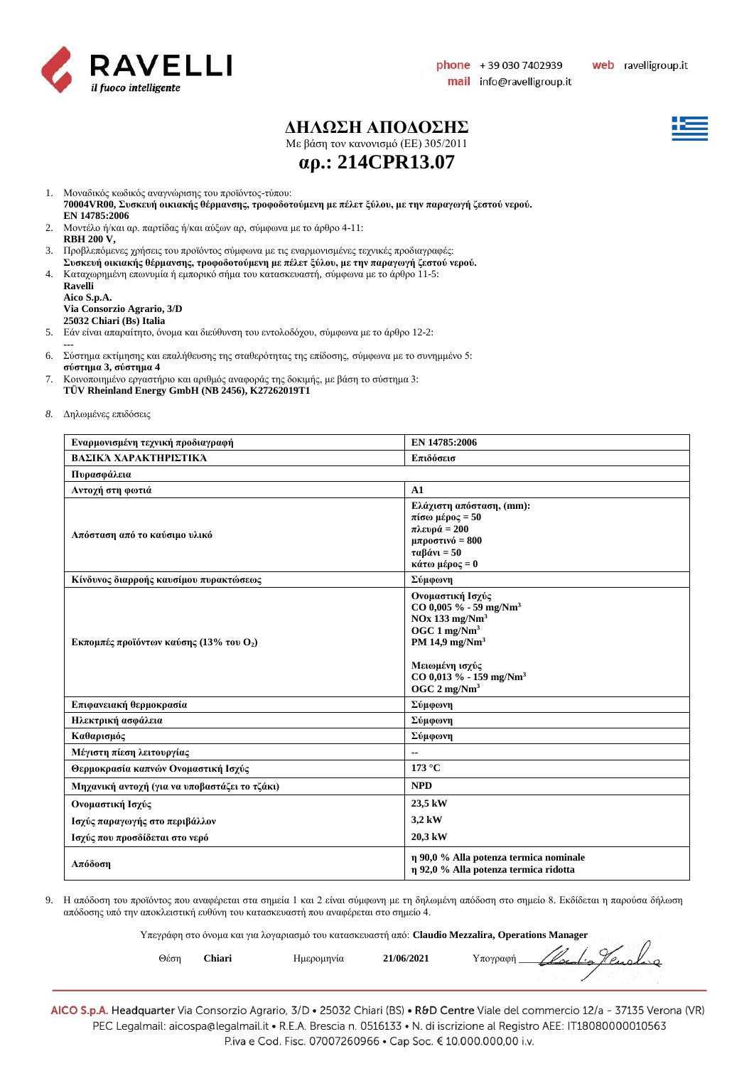# ΔΗΛΩΣΗ ΑΠΟΔΟΣΗΣ

Με βάση τον κανονισμό (ΕΕ) 305/2011

## αρ.: 214CPR13.07

1. Μοναδικός κωδικός αναγνώρισης του προϊόντος-τύπου:
   **70004VR00, Συσκευή οικιακής θέρμανσης, τροφοδοτούμενη με πέλετ ξύλου, με την παραγωγή ζεστού νερού. EN 14785:2006**
2. Μοντέλο ή/και αρ. παρτίδας ή/και αύξων αρ, σύμφωνα με το άρθρο 4-11:
   **RBH 200 V,**
3. Προβλεπόμενες χρήσεις του προϊόντος σύμφωνα με τις εναρμονισμένες τεχνικές προδιαγραφές:
   **Συσκευή οικιακής θέρμανσης, τροφοδοτούμενη με πέλετ ξύλου, με την παραγωγή ζεστού νερού.**
4. Καταχωρημένη επωνυμία ή εμπορικό σήμα του κατασκευαστή, σύμφωνα με το άρθρο 11-5:
   **Ravelli**
   **Aico S.p.A.**
   **Via Consorzio Agrario, 3/D**
   **25032 Chiari (Bs) Italia**
5. Εάν είναι απαραίτητο, όνομα και διεύθυνση του εντολοδόχου, σύμφωνα με το άρθρο 12-2:
   ---
6. Σύστημα εκτίμησης και επαλήθευσης της σταθερότητας της επίδοσης, σύμφωνα με το συνημμένο 5:
   **σύστημα 3, σύστημα 4**
7. Κοινοποιημένο εργαστήριο και αριθμός αναφοράς της δοκιμής, με βάση το σύστημα 3:
   **TÜV Rheinland Energy GmbH (NB 2456), K27262019T1**
8. Δηλωμένες επιδόσεις

| Εναρμονισμένη τεχνική προδιαγραφή | EN 14785:2006 |
|---|---|
| **ΒΑΣΙΚΆ ΧΑΡΑΚΤΗΡΙΣΤΙΚΆ** | **Επιδόσεισ** |
| **Πυρασφάλεια** | |
| **Αντοχή στη φωτιά** | **A1** |
| **Απόσταση από το καύσιμο υλικό** | **Ελάχιστη απόσταση, (mm):**<br>**πίσω μέρος = 50**<br>**πλευρά = 200**<br>**μπροστινό = 800**<br>**ταβάνι = 50**<br>**κάτω μέρος = 0** |
| **Κίνδυνος διαρροής καυσίμου πυρακτώσεως** | **Σύμφωνη** |
| **Εκπομπές προϊόντων καύσης (13% του $O_2$)** | **Ονομαστική Ισχύς**<br>**CO 0,005 % - 59 mg/Nm$^3$**<br>**NOx 133 mg/Nm$^3$**<br>**OGC 1 mg/Nm$^3$**<br>**PM 14,9 mg/Nm$^3$**<br><br>**Μειωμένη ισχύς**<br>**CO 0,013 % - 159 mg/Nm$^3$**<br>**OGC 2 mg/Nm$^3$** |
| **Επιφανειακή θερμοκρασία** | **Σύμφωνη** |
| **Ηλεκτρική ασφάλεια** | **Σύμφωνη** |
| **Καθαρισμός** | **Σύμφωνη** |
| **Μέγιστη πίεση λειτουργίας** | -- |
| **Θερμοκρασία καπνών Ονομαστική Ισχύς** | **173 °C** |
| **Μηχανική αντοχή (για να υποβαστάζει το τζάκι)** | **NPD** |
| **Ονομαστική Ισχύς**<br>**Ισχύς παραγωγής στο περιβάλλον**<br>**Ισχύς που προσδίδεται στο νερό** | **23,5 kW**<br>**3,2 kW**<br>**20,3 kW** |
| **Απόδοση** | **η 90,0 % Alla potenza termica nominale**<br>**η 92,0 % Alla potenza termica ridotta** |

9. Η απόδοση του προϊόντος που αναφέρεται στα σημεία 1 και 2 είναι σύμφωνη με τη δηλωμένη απόδοση στο σημείο 8. Εκδίδεται η παρούσα δήλωση απόδοσης υπό την αποκλειστική ευθύνη του κατασκευαστή που αναφέρεται στο σημείο 4.

Υπεγράφη στο όνομα και για λογαριασμό του κατασκευαστή από: **Claudio Mezzalira, Operations Manager**

Θέση **Chiari** Ημερομηνία **21/06/2021** Υπογραφή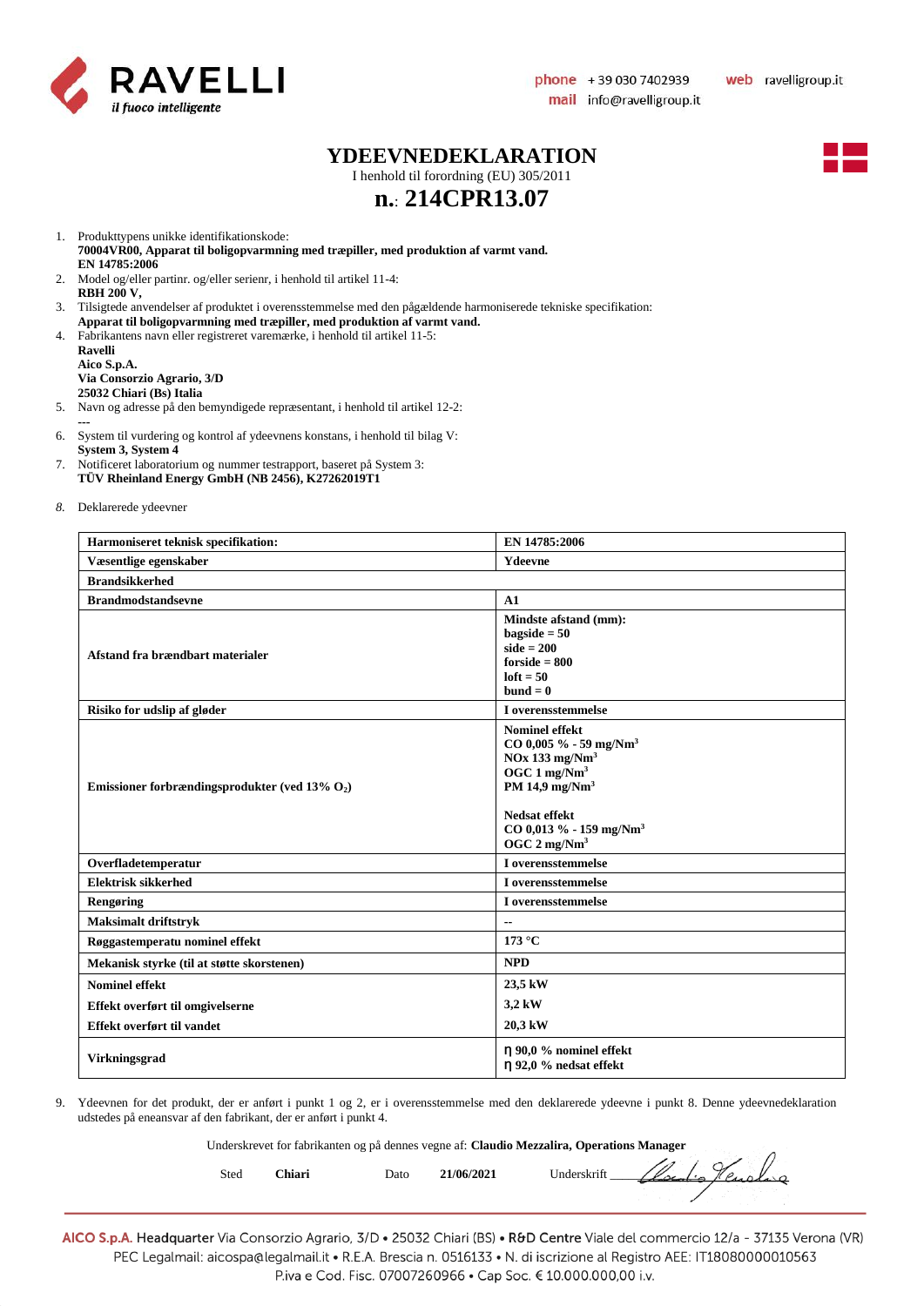RAVELLI
*il fuoco intelligente*

phone +39 030 7402939 web ravelligroup.it
mail info@ravelligroup.it

# YDEEVNEDEKLARATION

I henhold til forordning (EU) 305/2011

## n.: 214CPR13.07

1. Produkttypens unikke identifikationskode:
   **70004VR00, Apparat til boligopvarmning med træpiller, med produktion af varmt vand.**
   **EN 14785:2006**
2. Model og/eller partinr. og/eller serienr, i henhold til artikel 11-4:
   **RBH 200 V,**
3. Tilsigtede anvendelser af produktet i overensstemmelse med den pågældende harmoniserede tekniske specifikation:
   **Apparat til boligopvarmning med træpiller, med produktion af varmt vand.**
4. Fabrikantens navn eller registreret varemærke, i henhold til artikel 11-5:
   **Ravelli**
   **Aico S.p.A.**
   **Via Consorzio Agrario, 3/D**
   **25032 Chiari (Bs) Italia**
5. Navn og adresse på den bemyndigede repræsentant, i henhold til artikel 12-2:
   ---
6. System til vurdering og kontrol af ydeevnens konstans, i henhold til bilag V:
   **System 3, System 4**
7. Notificeret laboratorium og nummer testrapport, baseret på System 3:
   **TÜV Rheinland Energy GmbH (NB 2456), K27262019T1**
8. Deklarerede ydeevner

| **Harmoniseret teknisk specifikation:** | **EN 14785:2006** |
|---|---|
| **Væsentlige egenskaber** | **Ydeevne** |
| **Brandsikkerhed** | |
| **Brandmodstandsevne** | **A1** |
| **Afstand fra brændbart materialer** | **Mindste afstand (mm):**<br>**bagside = 50**<br>**side = 200**<br>**forside = 800**<br>**loft = 50**<br>**bund = 0** |
| **Risiko for udslip af gløder** | **I overensstemmelse** |
| **Emissioner forbrændingsprodukter (ved 13% $O_2$)** | **Nominel effekt**<br>**CO 0,005 % - 59 mg/Nm$^3$**<br>**NOx 133 mg/Nm$^3$**<br>**OGC 1 mg/Nm$^3$**<br>**PM 14,9 mg/Nm$^3$**<br><br>**Nedsat effekt**<br>**CO 0,013 % - 159 mg/Nm$^3$**<br>**OGC 2 mg/Nm$^3$** |
| **Overfladetemperatur** | **I overensstemmelse** |
| **Elektrisk sikkerhed** | **I overensstemmelse** |
| **Rengøring** | **I overensstemmelse** |
| **Maksimalt driftstryk** | -- |
| **Røggastemperatu nominel effekt** | **173 °C** |
| **Mekanisk styrke (til at støtte skorstenen)** | **NPD** |
| **Nominel effekt**<br>**Effekt overført til omgivelserne**<br>**Effekt overført til vandet** | **23,5 kW**<br>**3,2 kW**<br>**20,3 kW** |
| **Virkningsgrad** | **η 90,0 % nominel effekt**<br>**η 92,0 % nedsat effekt** |

9. Ydeevnen for det produkt, der er anført i punkt 1 og 2, er i overensstemmelse med den deklarerede ydeevne i punkt 8. Denne ydeevnedeklaration udstedes på eneansvar af den fabrikant, der er anført i punkt 4.

Underskrevet for fabrikanten og på dennes vegne af: **Claudio Mezzalira, Operations Manager**

Sted **Chiari** Dato **21/06/2021** Underskrift

**AICO S.p.A.** Headquarter Via Consorzio Agrario, 3/D • 25032 Chiari (BS) • **R&D Centre** Viale del commercio 12/a - 37135 Verona (VR)
PEC Legalmail: aicospa@legalmail.it • R.E.A. Brescia n. 0516133 • N. di iscrizione al Registro AEE: IT18080000010563
P.iva e Cod. Fisc. 07007260966 • Cap Soc. € 10.000.000,00 i.v.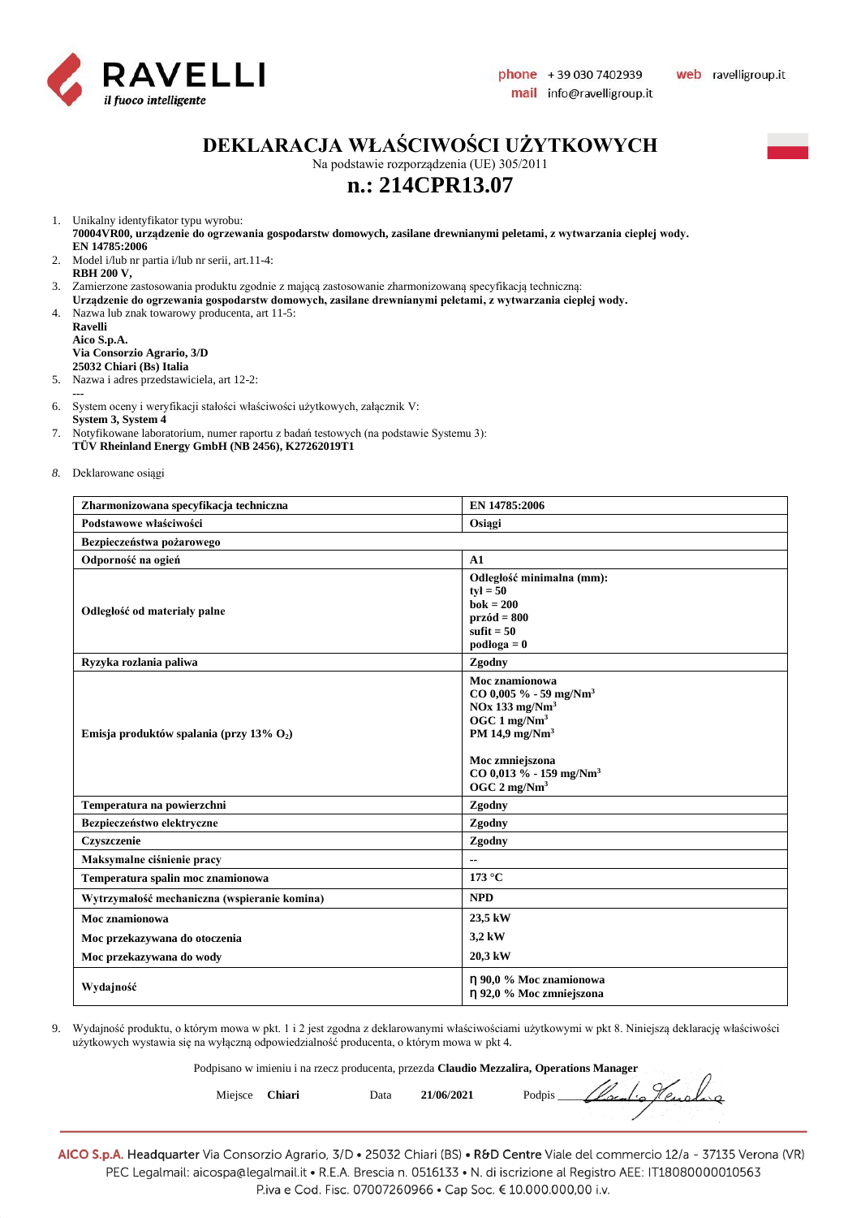# DEKLARACJA WŁAŚCIWOŚCI UŻYTKOWYCH

Na podstawie rozporządzenia (UE) 305/2011

## n.: 214CPR13.07

1. Unikalny identyfikator typu wyrobu:
   **70004VR00, urządzenie do ogrzewania gospodarstw domowych, zasilane drewnianymi peletami, z wytwarzania cieplej wody.**
   **EN 14785:2006**
2. Model i/lub nr partia i/lub nr serii, art.11-4:
   **RBH 200 V,**
3. Zamierzone zastosowania produktu zgodnie z mającą zastosowanie zharmonizowaną specyfikacją techniczną:
   **Urządzenie do ogrzewania gospodarstw domowych, zasilane drewnianymi peletami, z wytwarzania cieplej wody.**
4. Nazwa lub znak towarowy producenta, art 11-5:
   **Ravelli**
   **Aico S.p.A.**
   **Via Consorzio Agrario, 3/D**
   **25032 Chiari (Bs) Italia**
5. Nazwa i adres przedstawiciela, art 12-2:
   ---
6. System oceny i weryfikacji stałości właściwości użytkowych, załącznik V:
   **System 3, System 4**
7. Notyfikowane laboratorium, numer raportu z badań testowych (na podstawie Systemu 3):
   **TÜV Rheinland Energy GmbH (NB 2456), K27262019T1**
8. Deklarowane osiągi

| **Zharmonizowana specyfikacja techniczna** | **EN 14785:2006** |
|---|---|
| **Podstawowe właściwości** | **Osiągi** |
| **Bezpieczeństwa pożarowego** | |
| **Odporność na ogień** | **A1** |
| **Odległość od materiały palne** | **Odległość minimalna (mm):**<br>**tył = 50**<br>**bok = 200**<br>**przód = 800**<br>**sufit = 50**<br>**podłoga = 0** |
| **Ryzyka rozlania paliwa** | **Zgodny** |
| **Emisja produktów spalania (przy 13% $O_2$)** | **Moc znamionowa**<br>**CO 0,005 % - 59 mg/Nm$^3$**<br>**NOx 133 mg/Nm$^3$**<br>**OGC 1 mg/Nm$^3$**<br>**PM 14,9 mg/Nm$^3$**<br><br>**Moc zmniejszona**<br>**CO 0,013 % - 159 mg/Nm$^3$**<br>**OGC 2 mg/Nm$^3$** |
| **Temperatura na powierzchni** | **Zgodny** |
| **Bezpieczeństwo elektryczne** | **Zgodny** |
| **Czyszczenie** | **Zgodny** |
| **Maksymalne ciśnienie pracy** | -- |
| **Temperatura spalin moc znamionowa** | **173 °C** |
| **Wytrzymałość mechaniczna (wspieranie komina)** | **NPD** |
| **Moc znamionowa**<br>**Moc przekazywana do otoczenia**<br>**Moc przekazywana do wody** | **23,5 kW**<br>**3,2 kW**<br>**20,3 kW** |
| **Wydajność** | **η 90,0 % Moc znamionowa**<br>**η 92,0 % Moc zmniejszona** |

9. Wydajność produktu, o którym mowa w pkt. 1 i 2 jest zgodna z deklarowanymi właściwościami użytkowymi w pkt 8. Niniejszą deklarację właściwości użytkowych wystawia się na wyłączną odpowiedzialność producenta, o którym mowa w pkt 4.

Podpisano w imieniu i na rzecz producenta, przezda **Claudio Mezzalira, Operations Manager**

Miejsce **Chiari** Data **21/06/2021** Podpis

AICO S.p.A. Headquarter Via Consorzio Agrario, 3/D • 25032 Chiari (BS) • R&D Centre Viale del commercio 12/a - 37135 Verona (VR)
PEC Legalmail: aicospa@legalmail.it • R.E.A. Brescia n. 0516133 • N. di iscrizione al Registro AEE: IT18080000010563
P.iva e Cod. Fisc. 07007260966 • Cap Soc. € 10.000.000,00 i.v.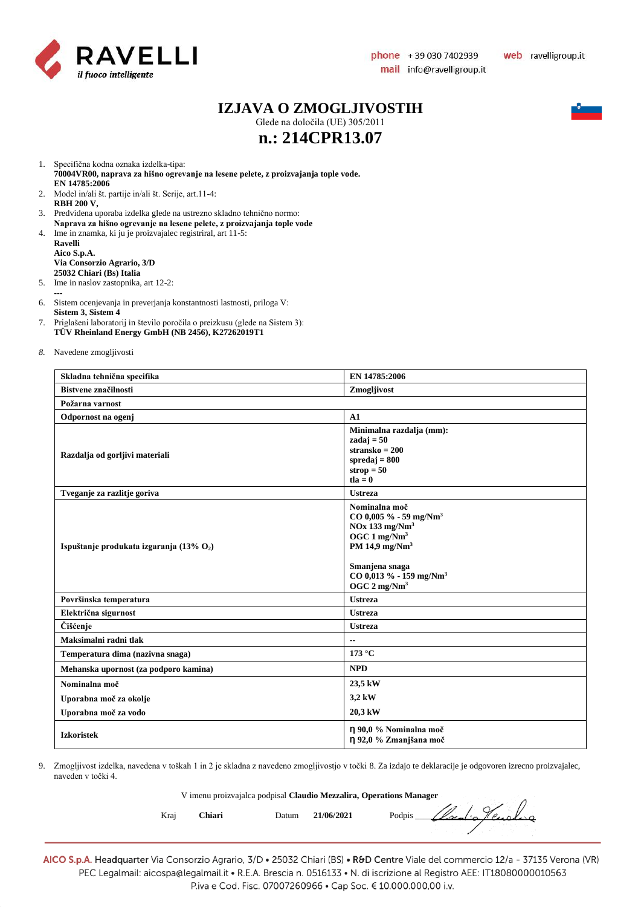# IZJAVA O ZMOGLJIVOSTIH

Glede na določila (UE) 305/2011

## n.: 214CPR13.07

1. Specifična kodna oznaka izdelka-tipa:
   **70004VR00, naprava za hišno ogrevanje na lesene pelete, z proizvajanja tople vode.**
   **EN 14785:2006**
2. Model in/ali št. partije in/ali št. Serije, art.11-4:
   **RBH 200 V,**
3. Predvidena uporaba izdelka glede na ustrezno skladno tehnično normo:
   **Naprava za hišno ogrevanje na lesene pelete, z proizvajanja tople vode**
4. Ime in znamka, ki ju je proizvajalec registriral, art 11-5:
   **Ravelli**
   **Aico S.p.A.**
   **Via Consorzio Agrario, 3/D**
   **25032 Chiari (Bs) Italia**
5. Ime in naslov zastopnika, art 12-2:
   ---
6. Sistem ocenjevanja in preverjanja konstantnosti lastnosti, priloga V:
   **Sistem 3, Sistem 4**
7. Priglašeni laboratorij in število poročila o preizkusu (glede na Sistem 3):
   **TÜV Rheinland Energy GmbH (NB 2456), K27262019T1**
8. Navedene zmogljivosti

| | |
|---|---|
| **Skladna tehnična specifika** | **EN 14785:2006** |
| **Bistvene značilnosti** | **Zmogljivost** |
| **Požarna varnost** | |
| **Odpornost na ogenj** | **A1** |
| **Razdalja od gorljivi materiali** | **Minimalna razdalja (mm):**<br>**zadaj = 50**<br>**stransko = 200**<br>**spredaj = 800**<br>**strop = 50**<br>**tla = 0** |
| **Tveganje za razlitje goriva** | **Ustreza** |
| **Ispuštanje produkata izgaranja (13% $O_2$)** | **Nominalna moč**<br>**CO 0,005 % - 59 mg/Nm$^3$**<br>**NOx 133 mg/Nm$^3$**<br>**OGC 1 mg/Nm$^3$**<br>**PM 14,9 mg/Nm$^3$**<br><br>**Smanjena snaga**<br>**CO 0,013 % - 159 mg/Nm$^3$**<br>**OGC 2 mg/Nm$^3$** |
| **Površinska temperatura** | **Ustreza** |
| **Električna sigurnost** | **Ustreza** |
| **Čišćenje** | **Ustreza** |
| **Maksimalni radni tlak** | -- |
| **Temperatura dima (nazivna snaga)** | **173 °C** |
| **Mehanska upornost (za podporo kamina)** | **NPD** |
| **Nominalna moč**<br>**Uporabna moč za okolje**<br>**Uporabna moč za vodo** | **23,5 kW**<br>**3,2 kW**<br>**20,3 kW** |
| **Izkoristek** | **η 90,0 % Nominalna moč**<br>**η 92,0 % Zmanjšana moč** |

9. Zmogljivost izdelka, navedena v toškah 1 in 2 je skladna z navedeno zmogljivostjo v točki 8. Za izdajo te deklaracije je odgovoren izrecno proizvajalec, naveden v točki 4.

V imenu proizvajalca podpisal **Claudio Mezzalira, Operations Manager**

Kraj **Chiari** Datum **21/06/2021** Podpis